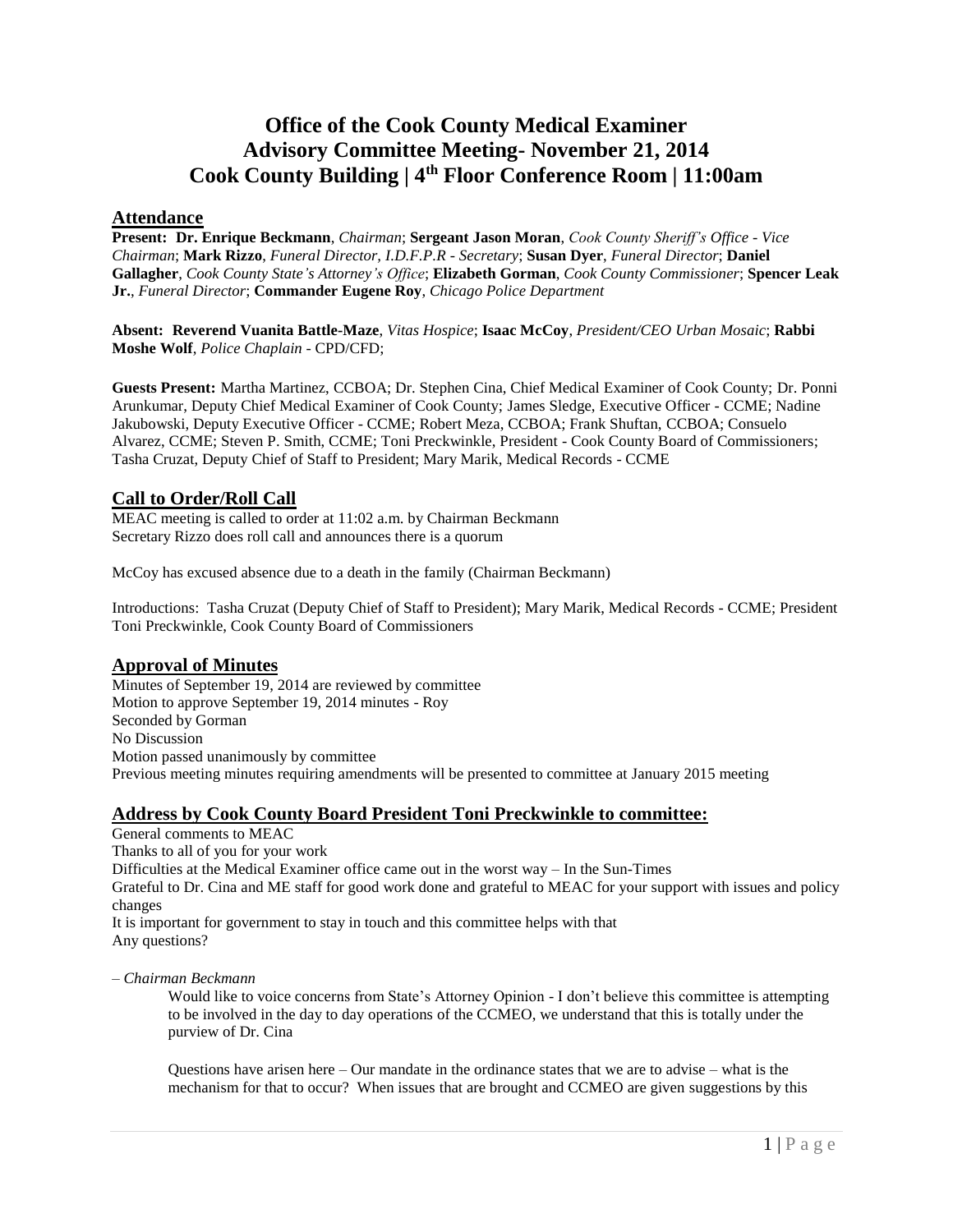# Office of the Cook County Medical Examiner
# Advisory Committee Meeting- November 21, 2014
# Cook County Building | 4th Floor Conference Room | 11:00am

## Attendance

**Present: Dr. Enrique Beckmann**, *Chairman*; **Sergeant Jason Moran**, *Cook County Sheriff's Office - Vice Chairman*; **Mark Rizzo**, *Funeral Director, I.D.F.P.R - Secretary*; **Susan Dyer**, *Funeral Director*; **Daniel Gallagher**, *Cook County State's Attorney's Office*; **Elizabeth Gorman**, *Cook County Commissioner*; **Spencer Leak Jr.**, *Funeral Director*; **Commander Eugene Roy**, *Chicago Police Department*

**Absent: Reverend Vuanita Battle-Maze**, *Vitas Hospice*; **Isaac McCoy**, *President/CEO Urban Mosaic*; **Rabbi Moshe Wolf**, *Police Chaplain* - CPD/CFD;

**Guests Present:** Martha Martinez, CCBOA; Dr. Stephen Cina, Chief Medical Examiner of Cook County; Dr. Ponni Arunkumar, Deputy Chief Medical Examiner of Cook County; James Sledge, Executive Officer - CCME; Nadine Jakubowski, Deputy Executive Officer - CCME; Robert Meza, CCBOA; Frank Shuftan, CCBOA; Consuelo Alvarez, CCME; Steven P. Smith, CCME; Toni Preckwinkle, President - Cook County Board of Commissioners; Tasha Cruzat, Deputy Chief of Staff to President; Mary Marik, Medical Records - CCME

## Call to Order/Roll Call

MEAC meeting is called to order at 11:02 a.m. by Chairman Beckmann
Secretary Rizzo does roll call and announces there is a quorum

McCoy has excused absence due to a death in the family (Chairman Beckmann)

Introductions: Tasha Cruzat (Deputy Chief of Staff to President); Mary Marik, Medical Records - CCME; President Toni Preckwinkle, Cook County Board of Commissioners

## Approval of Minutes

Minutes of September 19, 2014 are reviewed by committee
Motion to approve September 19, 2014 minutes - Roy
Seconded by Gorman
No Discussion
Motion passed unanimously by committee
Previous meeting minutes requiring amendments will be presented to committee at January 2015 meeting

## Address by Cook County Board President Toni Preckwinkle to committee:

General comments to MEAC
Thanks to all of you for your work
Difficulties at the Medical Examiner office came out in the worst way – In the Sun-Times
Grateful to Dr. Cina and ME staff for good work done and grateful to MEAC for your support with issues and policy changes
It is important for government to stay in touch and this committee helps with that
Any questions?

– *Chairman Beckmann*

> Would like to voice concerns from State's Attorney Opinion - I don't believe this committee is attempting to be involved in the day to day operations of the CCMEO, we understand that this is totally under the purview of Dr. Cina
>
> Questions have arisen here – Our mandate in the ordinance states that we are to advise – what is the mechanism for that to occur? When issues that are brought and CCMEO are given suggestions by this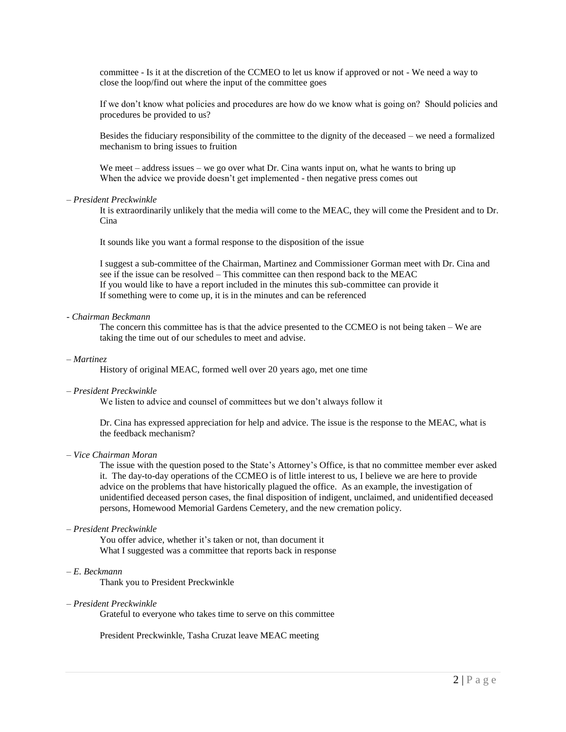committee - Is it at the discretion of the CCMEO to let us know if approved or not - We need a way to close the loop/find out where the input of the committee goes

If we don't know what policies and procedures are how do we know what is going on? Should policies and procedures be provided to us?

Besides the fiduciary responsibility of the committee to the dignity of the deceased – we need a formalized mechanism to bring issues to fruition

We meet – address issues – we go over what Dr. Cina wants input on, what he wants to bring up
When the advice we provide doesn't get implemented - then negative press comes out

– *President Preckwinkle*

It is extraordinarily unlikely that the media will come to the MEAC, they will come the President and to Dr. Cina

It sounds like you want a formal response to the disposition of the issue

I suggest a sub-committee of the Chairman, Martinez and Commissioner Gorman meet with Dr. Cina and see if the issue can be resolved – This committee can then respond back to the MEAC
If you would like to have a report included in the minutes this sub-committee can provide it
If something were to come up, it is in the minutes and can be referenced

- *Chairman Beckmann*

The concern this committee has is that the advice presented to the CCMEO is not being taken – We are taking the time out of our schedules to meet and advise.

– *Martinez*

History of original MEAC, formed well over 20 years ago, met one time

– *President Preckwinkle*

We listen to advice and counsel of committees but we don't always follow it

Dr. Cina has expressed appreciation for help and advice. The issue is the response to the MEAC, what is the feedback mechanism?

– *Vice Chairman Moran*

The issue with the question posed to the State's Attorney's Office, is that no committee member ever asked it. The day-to-day operations of the CCMEO is of little interest to us, I believe we are here to provide advice on the problems that have historically plagued the office. As an example, the investigation of unidentified deceased person cases, the final disposition of indigent, unclaimed, and unidentified deceased persons, Homewood Memorial Gardens Cemetery, and the new cremation policy.

– *President Preckwinkle*

You offer advice, whether it's taken or not, than document it
What I suggested was a committee that reports back in response

– *E. Beckmann*

Thank you to President Preckwinkle

– *President Preckwinkle*

Grateful to everyone who takes time to serve on this committee

President Preckwinkle, Tasha Cruzat leave MEAC meeting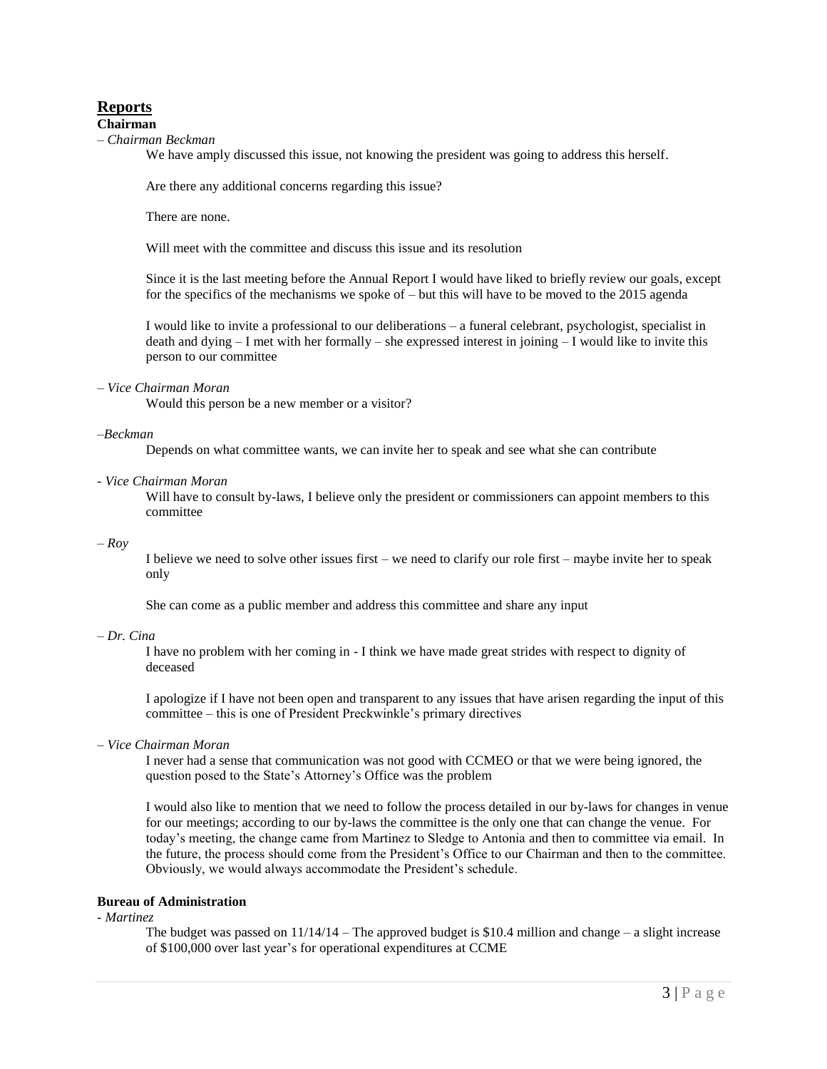## Reports

**Chairman**

– *Chairman Beckman*

We have amply discussed this issue, not knowing the president was going to address this herself.

Are there any additional concerns regarding this issue?

There are none.

Will meet with the committee and discuss this issue and its resolution

Since it is the last meeting before the Annual Report I would have liked to briefly review our goals, except for the specifics of the mechanisms we spoke of – but this will have to be moved to the 2015 agenda

I would like to invite a professional to our deliberations – a funeral celebrant, psychologist, specialist in death and dying – I met with her formally – she expressed interest in joining – I would like to invite this person to our committee

– *Vice Chairman Moran*

Would this person be a new member or a visitor?

–*Beckman*

Depends on what committee wants, we can invite her to speak and see what she can contribute

- *Vice Chairman Moran*

Will have to consult by-laws, I believe only the president or commissioners can appoint members to this committee

– *Roy*

I believe we need to solve other issues first – we need to clarify our role first – maybe invite her to speak only

She can come as a public member and address this committee and share any input

– *Dr. Cina*

I have no problem with her coming in - I think we have made great strides with respect to dignity of deceased

I apologize if I have not been open and transparent to any issues that have arisen regarding the input of this committee – this is one of President Preckwinkle's primary directives

– *Vice Chairman Moran*

I never had a sense that communication was not good with CCMEO or that we were being ignored, the question posed to the State's Attorney's Office was the problem

I would also like to mention that we need to follow the process detailed in our by-laws for changes in venue for our meetings; according to our by-laws the committee is the only one that can change the venue. For today's meeting, the change came from Martinez to Sledge to Antonia and then to committee via email. In the future, the process should come from the President's Office to our Chairman and then to the committee. Obviously, we would always accommodate the President's schedule.

**Bureau of Administration**

- *Martinez*

The budget was passed on 11/14/14 – The approved budget is $10.4 million and change – a slight increase of $100,000 over last year's for operational expenditures at CCME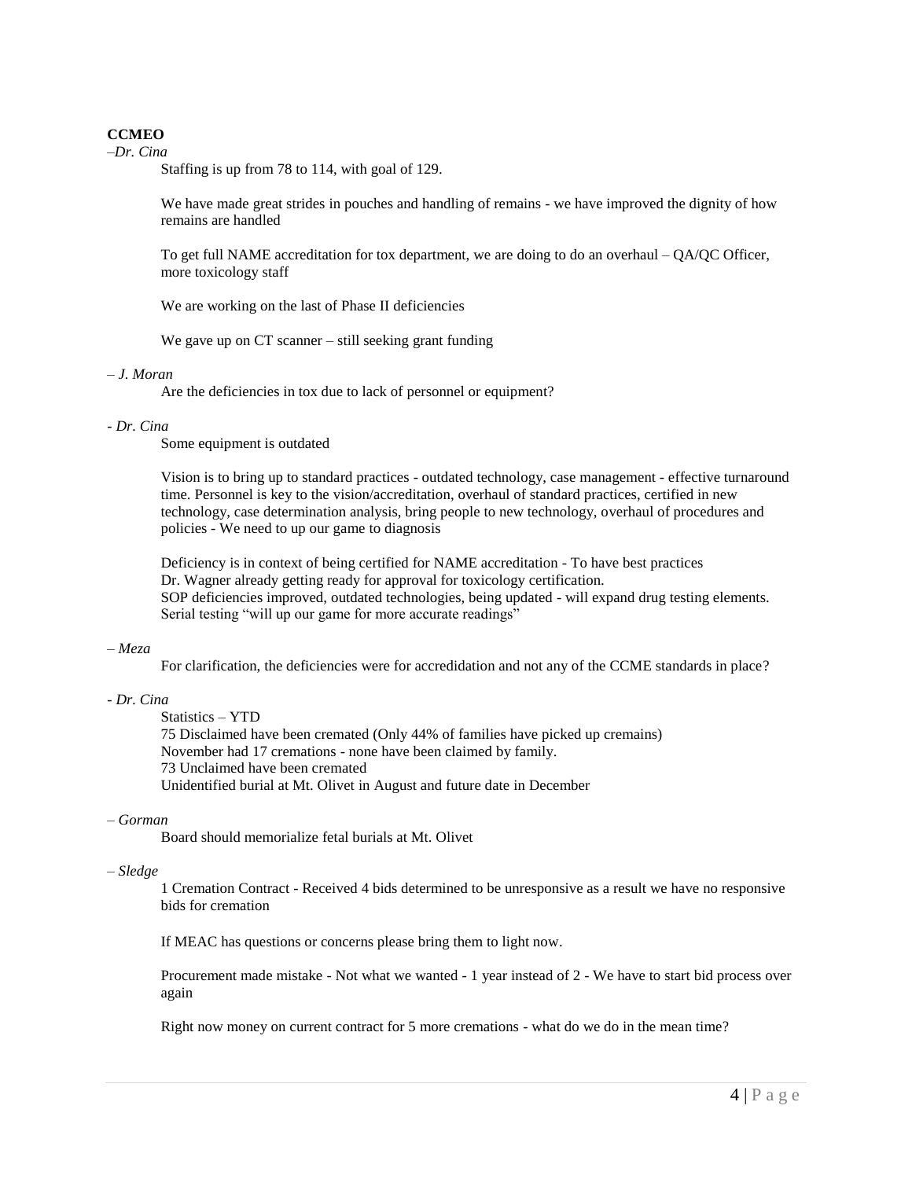**CCMEO**

*–Dr. Cina*

Staffing is up from 78 to 114, with goal of 129.

We have made great strides in pouches and handling of remains - we have improved the dignity of how remains are handled

To get full NAME accreditation for tox department, we are doing to do an overhaul – QA/QC Officer, more toxicology staff

We are working on the last of Phase II deficiencies

We gave up on CT scanner – still seeking grant funding

*– J. Moran*

Are the deficiencies in tox due to lack of personnel or equipment?

*- Dr. Cina*

Some equipment is outdated

Vision is to bring up to standard practices - outdated technology, case management - effective turnaround time. Personnel is key to the vision/accreditation, overhaul of standard practices, certified in new technology, case determination analysis, bring people to new technology, overhaul of procedures and policies - We need to up our game to diagnosis

Deficiency is in context of being certified for NAME accreditation - To have best practices
Dr. Wagner already getting ready for approval for toxicology certification.
SOP deficiencies improved, outdated technologies, being updated - will expand drug testing elements.
Serial testing "will up our game for more accurate readings"

*– Meza*

For clarification, the deficiencies were for accredidation and not any of the CCME standards in place?

*- Dr. Cina*

Statistics – YTD
75 Disclaimed have been cremated (Only 44% of families have picked up cremains)
November had 17 cremations - none have been claimed by family.
73 Unclaimed have been cremated
Unidentified burial at Mt. Olivet in August and future date in December

*– Gorman*

Board should memorialize fetal burials at Mt. Olivet

*– Sledge*

1 Cremation Contract - Received 4 bids determined to be unresponsive as a result we have no responsive bids for cremation

If MEAC has questions or concerns please bring them to light now.

Procurement made mistake - Not what we wanted - 1 year instead of 2 - We have to start bid process over again

Right now money on current contract for 5 more cremations - what do we do in the mean time?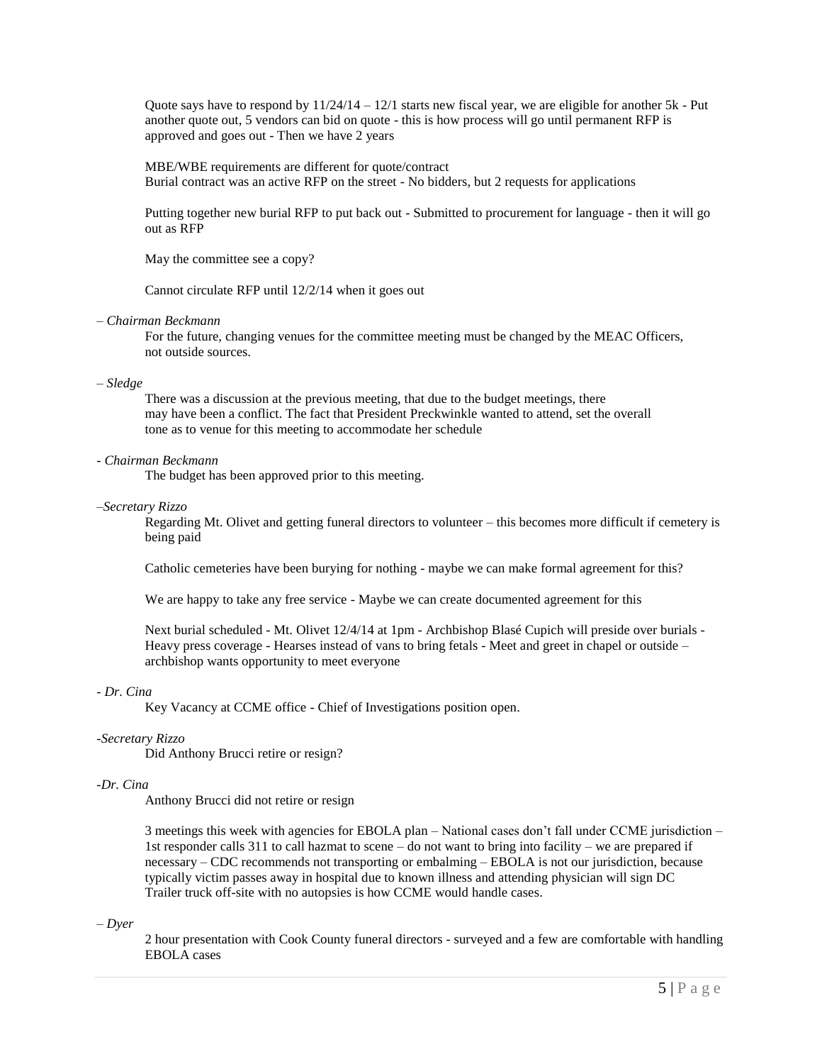Quote says have to respond by 11/24/14 – 12/1 starts new fiscal year, we are eligible for another 5k - Put another quote out, 5 vendors can bid on quote - this is how process will go until permanent RFP is approved and goes out - Then we have 2 years

MBE/WBE requirements are different for quote/contract
Burial contract was an active RFP on the street - No bidders, but 2 requests for applications

Putting together new burial RFP to put back out - Submitted to procurement for language - then it will go out as RFP

May the committee see a copy?

Cannot circulate RFP until 12/2/14 when it goes out

– *Chairman Beckmann*

For the future, changing venues for the committee meeting must be changed by the MEAC Officers, not outside sources.

– *Sledge*

There was a discussion at the previous meeting, that due to the budget meetings, there may have been a conflict. The fact that President Preckwinkle wanted to attend, set the overall tone as to venue for this meeting to accommodate her schedule

- *Chairman Beckmann*

The budget has been approved prior to this meeting.

–*Secretary Rizzo*

Regarding Mt. Olivet and getting funeral directors to volunteer – this becomes more difficult if cemetery is being paid

Catholic cemeteries have been burying for nothing - maybe we can make formal agreement for this?

We are happy to take any free service - Maybe we can create documented agreement for this

Next burial scheduled - Mt. Olivet 12/4/14 at 1pm - Archbishop Blasé Cupich will preside over burials - Heavy press coverage - Hearses instead of vans to bring fetals - Meet and greet in chapel or outside – archbishop wants opportunity to meet everyone

- *Dr. Cina*

Key Vacancy at CCME office - Chief of Investigations position open.

-*Secretary Rizzo*

Did Anthony Brucci retire or resign?

-*Dr. Cina*

Anthony Brucci did not retire or resign

3 meetings this week with agencies for EBOLA plan – National cases don't fall under CCME jurisdiction – 1st responder calls 311 to call hazmat to scene – do not want to bring into facility – we are prepared if necessary – CDC recommends not transporting or embalming – EBOLA is not our jurisdiction, because typically victim passes away in hospital due to known illness and attending physician will sign DC Trailer truck off-site with no autopsies is how CCME would handle cases.

– *Dyer*

2 hour presentation with Cook County funeral directors - surveyed and a few are comfortable with handling EBOLA cases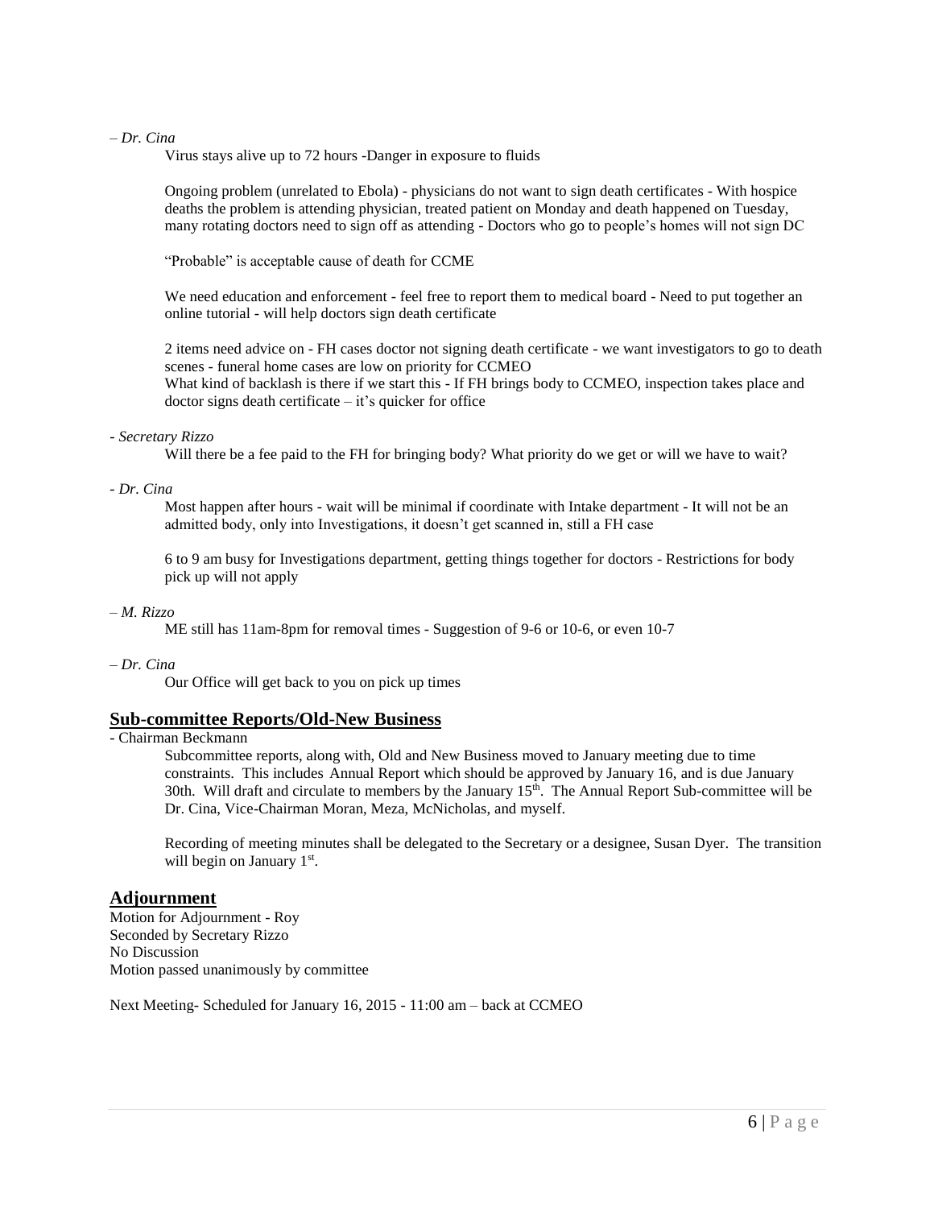– *Dr. Cina*

Virus stays alive up to 72 hours -Danger in exposure to fluids

Ongoing problem (unrelated to Ebola) - physicians do not want to sign death certificates - With hospice deaths the problem is attending physician, treated patient on Monday and death happened on Tuesday, many rotating doctors need to sign off as attending - Doctors who go to people's homes will not sign DC

"Probable" is acceptable cause of death for CCME

We need education and enforcement - feel free to report them to medical board - Need to put together an online tutorial - will help doctors sign death certificate

2 items need advice on - FH cases doctor not signing death certificate - we want investigators to go to death scenes - funeral home cases are low on priority for CCMEO
What kind of backlash is there if we start this - If FH brings body to CCMEO, inspection takes place and doctor signs death certificate – it's quicker for office

- *Secretary Rizzo*

Will there be a fee paid to the FH for bringing body? What priority do we get or will we have to wait?

- *Dr. Cina*

Most happen after hours - wait will be minimal if coordinate with Intake department - It will not be an admitted body, only into Investigations, it doesn't get scanned in, still a FH case

6 to 9 am busy for Investigations department, getting things together for doctors - Restrictions for body pick up will not apply

– *M. Rizzo*

ME still has 11am-8pm for removal times - Suggestion of 9-6 or 10-6, or even 10-7

– *Dr. Cina*

Our Office will get back to you on pick up times

## Sub-committee Reports/Old-New Business

- Chairman Beckmann

Subcommittee reports, along with, Old and New Business moved to January meeting due to time constraints. This includes Annual Report which should be approved by January 16, and is due January 30th. Will draft and circulate to members by the January 15th. The Annual Report Sub-committee will be Dr. Cina, Vice-Chairman Moran, Meza, McNicholas, and myself.

Recording of meeting minutes shall be delegated to the Secretary or a designee, Susan Dyer. The transition will begin on January 1st.

## Adjournment

Motion for Adjournment - Roy
Seconded by Secretary Rizzo
No Discussion
Motion passed unanimously by committee

Next Meeting- Scheduled for January 16, 2015 - 11:00 am – back at CCMEO